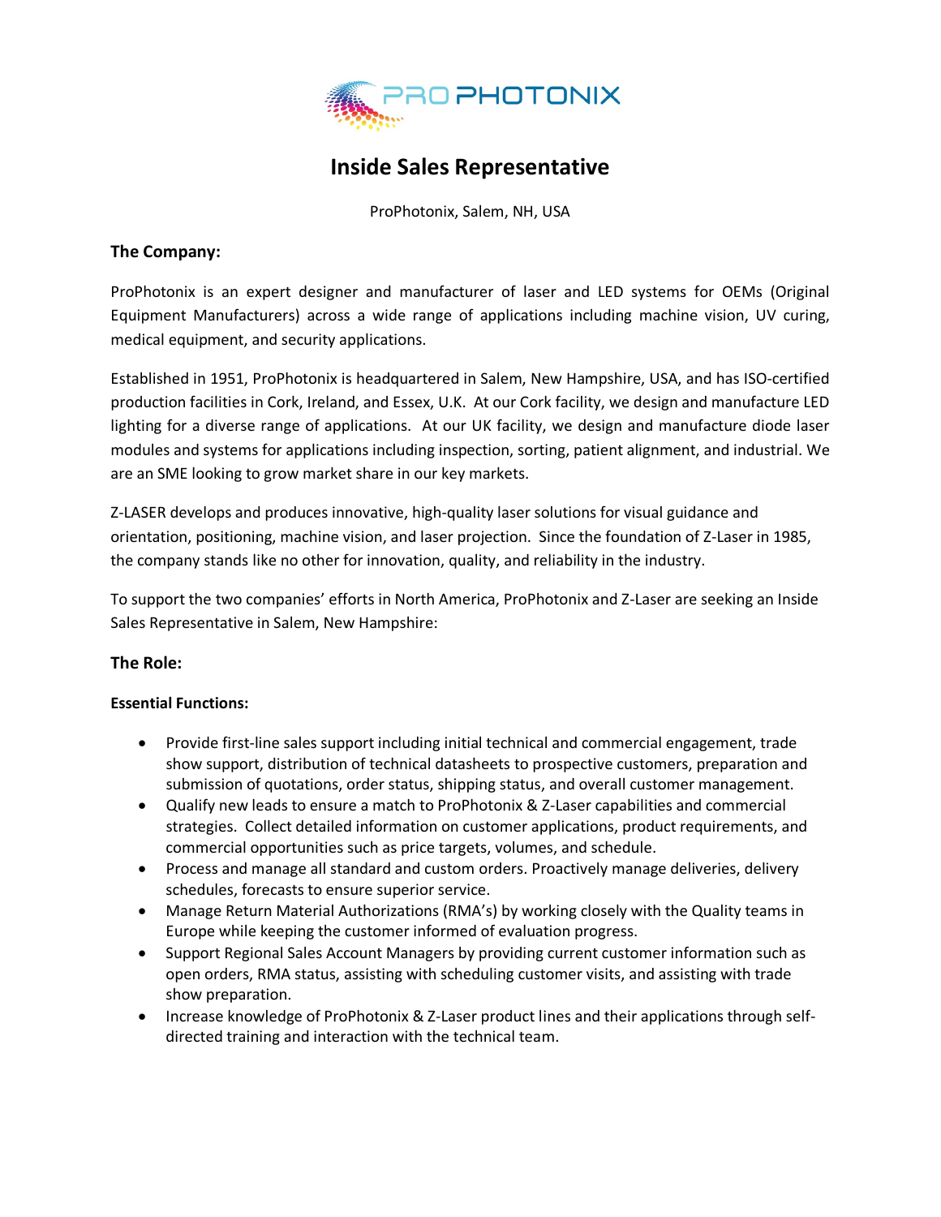# Inside Sales Representative

ProPhotonix, Salem, NH, USA

## The Company:

ProPhotonix is an expert designer and manufacturer of laser and LED systems for OEMs (Original Equipment Manufacturers) across a wide range of applications including machine vision, UV curing, medical equipment, and security applications.

Established in 1951, ProPhotonix is headquartered in Salem, New Hampshire, USA, and has ISO-certified production facilities in Cork, Ireland, and Essex, U.K. At our Cork facility, we design and manufacture LED lighting for a diverse range of applications. At our UK facility, we design and manufacture diode laser modules and systems for applications including inspection, sorting, patient alignment, and industrial. We are an SME looking to grow market share in our key markets.

Z-LASER develops and produces innovative, high-quality laser solutions for visual guidance and orientation, positioning, machine vision, and laser projection. Since the foundation of Z-Laser in 1985, the company stands like no other for innovation, quality, and reliability in the industry.

To support the two companies' efforts in North America, ProPhotonix and Z-Laser are seeking an Inside Sales Representative in Salem, New Hampshire:

## The Role:

### Essential Functions:

- Provide first-line sales support including initial technical and commercial engagement, trade show support, distribution of technical datasheets to prospective customers, preparation and submission of quotations, order status, shipping status, and overall customer management.
- Qualify new leads to ensure a match to ProPhotonix & Z-Laser capabilities and commercial strategies. Collect detailed information on customer applications, product requirements, and commercial opportunities such as price targets, volumes, and schedule.
- Process and manage all standard and custom orders. Proactively manage deliveries, delivery schedules, forecasts to ensure superior service.
- Manage Return Material Authorizations (RMA's) by working closely with the Quality teams in Europe while keeping the customer informed of evaluation progress.
- Support Regional Sales Account Managers by providing current customer information such as open orders, RMA status, assisting with scheduling customer visits, and assisting with trade show preparation.
- Increase knowledge of ProPhotonix & Z-Laser product lines and their applications through self-directed training and interaction with the technical team.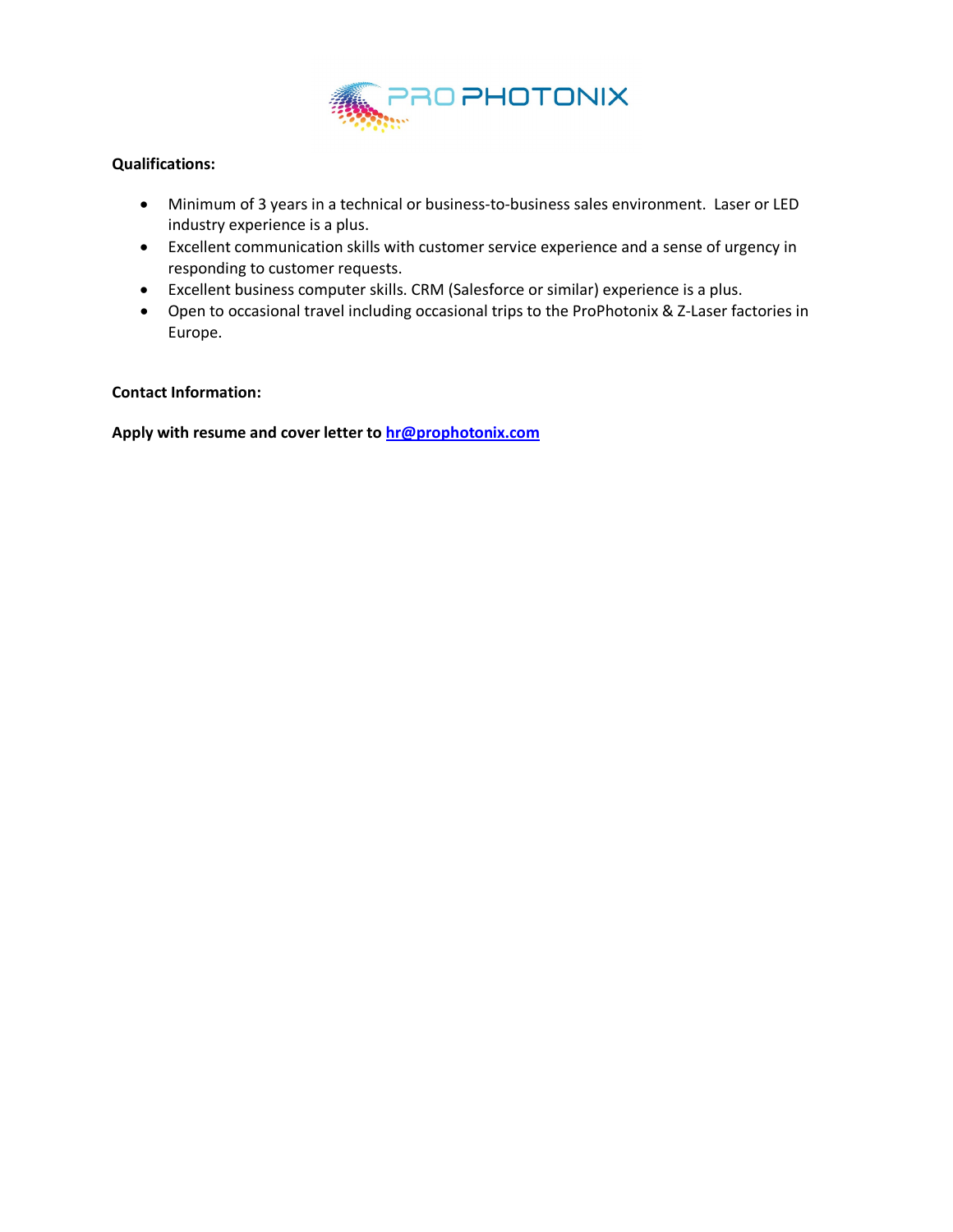**Qualifications:**

- Minimum of 3 years in a technical or business-to-business sales environment. Laser or LED industry experience is a plus.
- Excellent communication skills with customer service experience and a sense of urgency in responding to customer requests.
- Excellent business computer skills. CRM (Salesforce or similar) experience is a plus.
- Open to occasional travel including occasional trips to the ProPhotonix & Z-Laser factories in Europe.

**Contact Information:**

**Apply with resume and cover letter to hr@prophotonix.com**